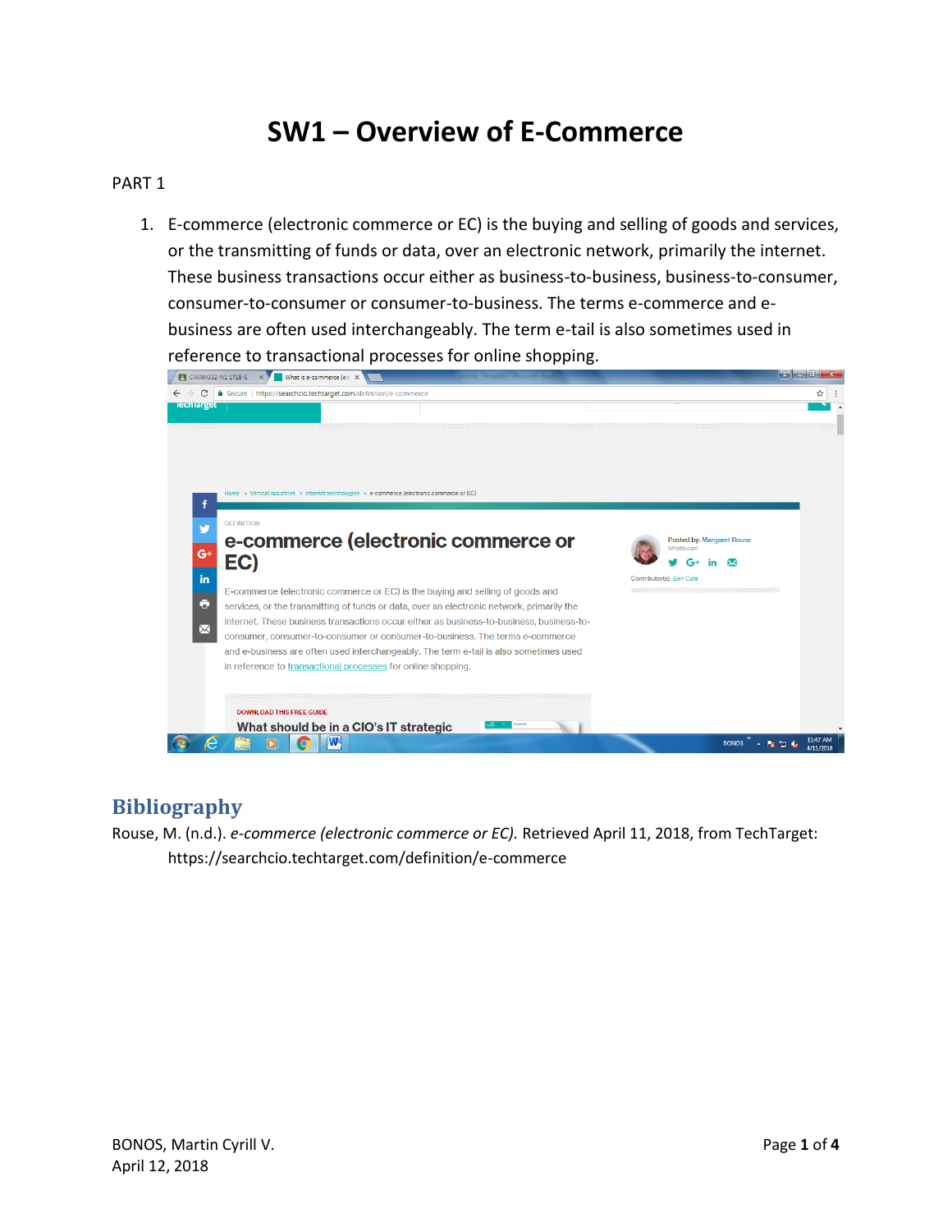# SW1 – Overview of E-Commerce

PART 1

1. E-commerce (electronic commerce or EC) is the buying and selling of goods and services, or the transmitting of funds or data, over an electronic network, primarily the internet. These business transactions occur either as business-to-business, business-to-consumer, consumer-to-consumer or consumer-to-business. The terms e-commerce and e-business are often used interchangeably. The term e-tail is also sometimes used in reference to transactional processes for online shopping.

## Bibliography

Rouse, M. (n.d.). *e-commerce (electronic commerce or EC).* Retrieved April 11, 2018, from TechTarget: https://searchcio.techtarget.com/definition/e-commerce

BONOS, Martin Cyrill V.
April 12, 2018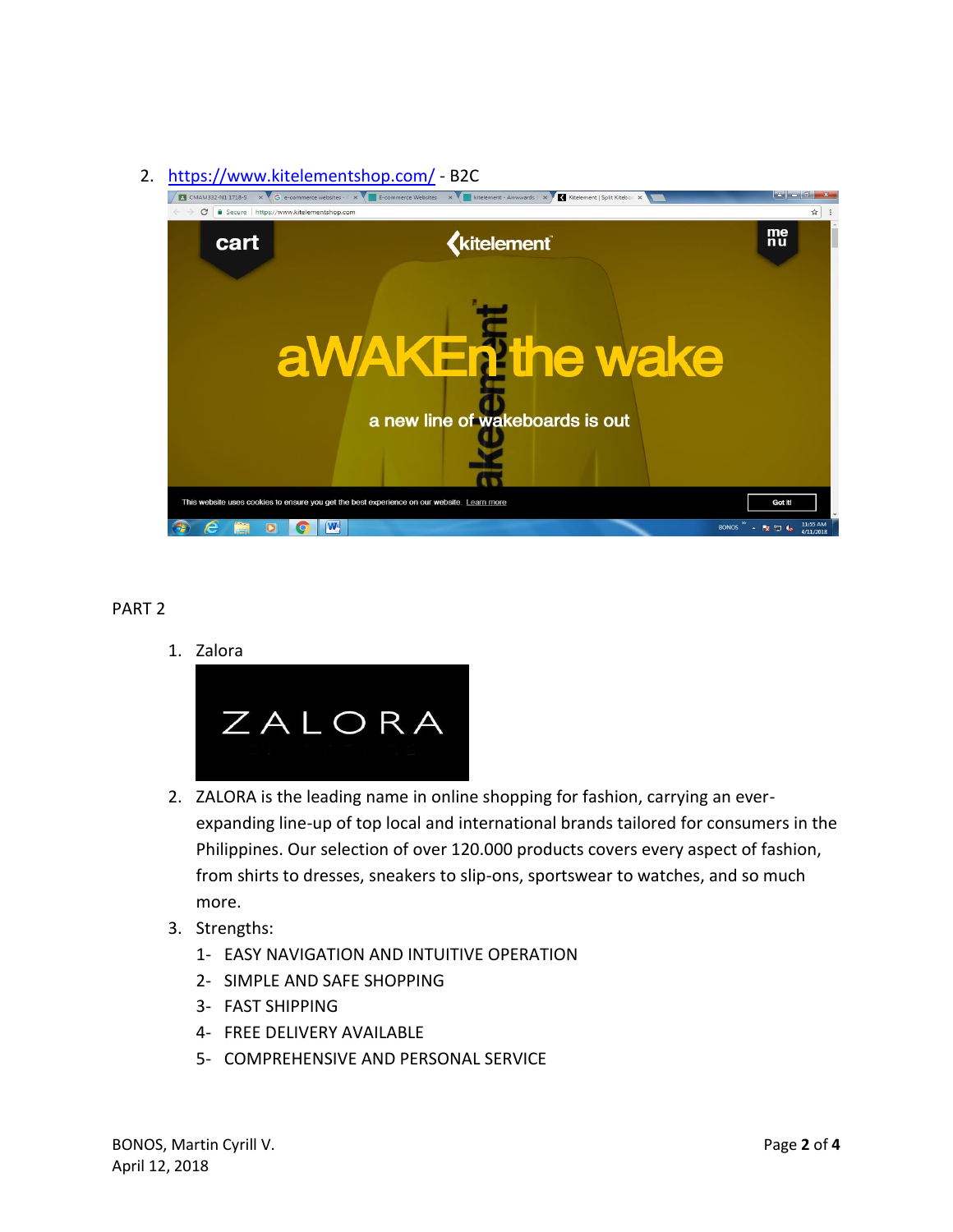2. [https://www.kitelementshop.com/](https://www.kitelementshop.com/) - B2C

PART 2

1. Zalora

2. ZALORA is the leading name in online shopping for fashion, carrying an ever-expanding line-up of top local and international brands tailored for consumers in the Philippines. Our selection of over 120.000 products covers every aspect of fashion, from shirts to dresses, sneakers to slip-ons, sportswear to watches, and so much more.
3. Strengths:
   1- EASY NAVIGATION AND INTUITIVE OPERATION
   2- SIMPLE AND SAFE SHOPPING
   3- FAST SHIPPING
   4- FREE DELIVERY AVAILABLE
   5- COMPREHENSIVE AND PERSONAL SERVICE

BONOS, Martin Cyrill V.
April 12, 2018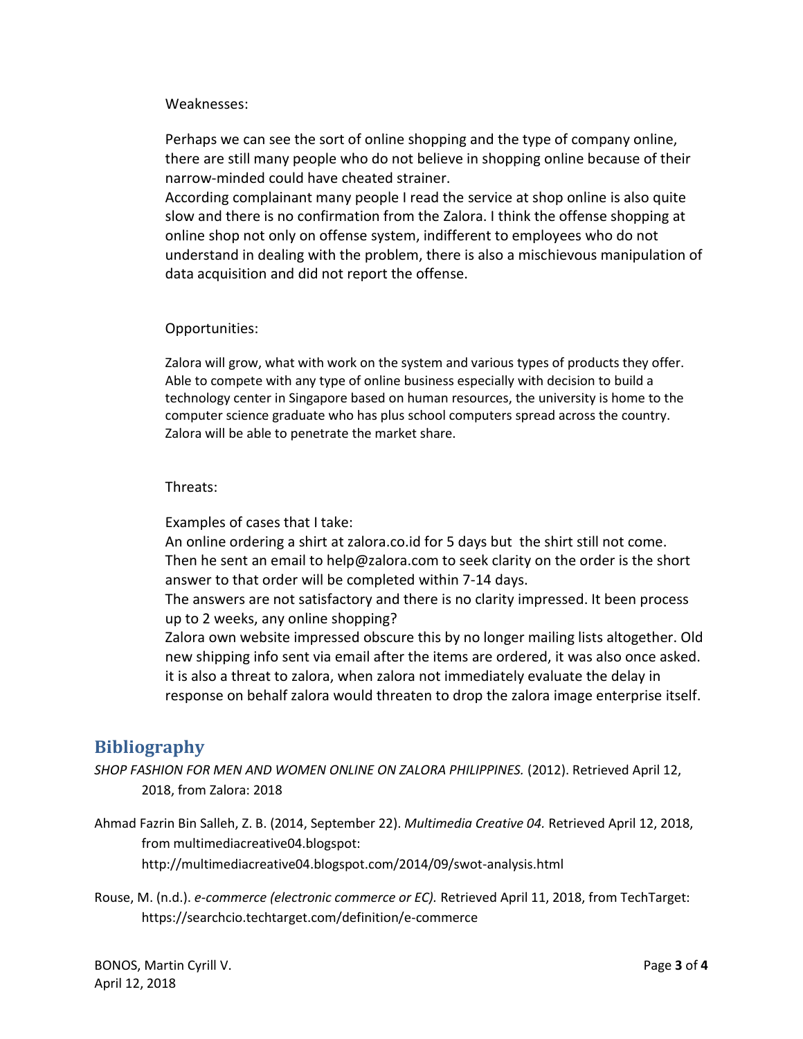Weaknesses:

Perhaps we can see the sort of online shopping and the type of company online, there are still many people who do not believe in shopping online because of their narrow-minded could have cheated strainer.
According complainant many people I read the service at shop online is also quite slow and there is no confirmation from the Zalora. I think the offense shopping at online shop not only on offense system, indifferent to employees who do not understand in dealing with the problem, there is also a mischievous manipulation of data acquisition and did not report the offense.

Opportunities:

Zalora will grow, what with work on the system and various types of products they offer. Able to compete with any type of online business especially with decision to build a technology center in Singapore based on human resources, the university is home to the computer science graduate who has plus school computers spread across the country. Zalora will be able to penetrate the market share.

Threats:

Examples of cases that I take:
An online ordering a shirt at zalora.co.id for 5 days but the shirt still not come. Then he sent an email to help@zalora.com to seek clarity on the order is the short answer to that order will be completed within 7-14 days.
The answers are not satisfactory and there is no clarity impressed. It been process up to 2 weeks, any online shopping?
Zalora own website impressed obscure this by no longer mailing lists altogether. Old new shipping info sent via email after the items are ordered, it was also once asked. it is also a threat to zalora, when zalora not immediately evaluate the delay in response on behalf zalora would threaten to drop the zalora image enterprise itself.

## Bibliography

*SHOP FASHION FOR MEN AND WOMEN ONLINE ON ZALORA PHILIPPINES.* (2012). Retrieved April 12, 2018, from Zalora: 2018

Ahmad Fazrin Bin Salleh, Z. B. (2014, September 22). *Multimedia Creative 04.* Retrieved April 12, 2018, from multimediacreative04.blogspot: http://multimediacreative04.blogspot.com/2014/09/swot-analysis.html

Rouse, M. (n.d.). *e-commerce (electronic commerce or EC).* Retrieved April 11, 2018, from TechTarget: https://searchcio.techtarget.com/definition/e-commerce